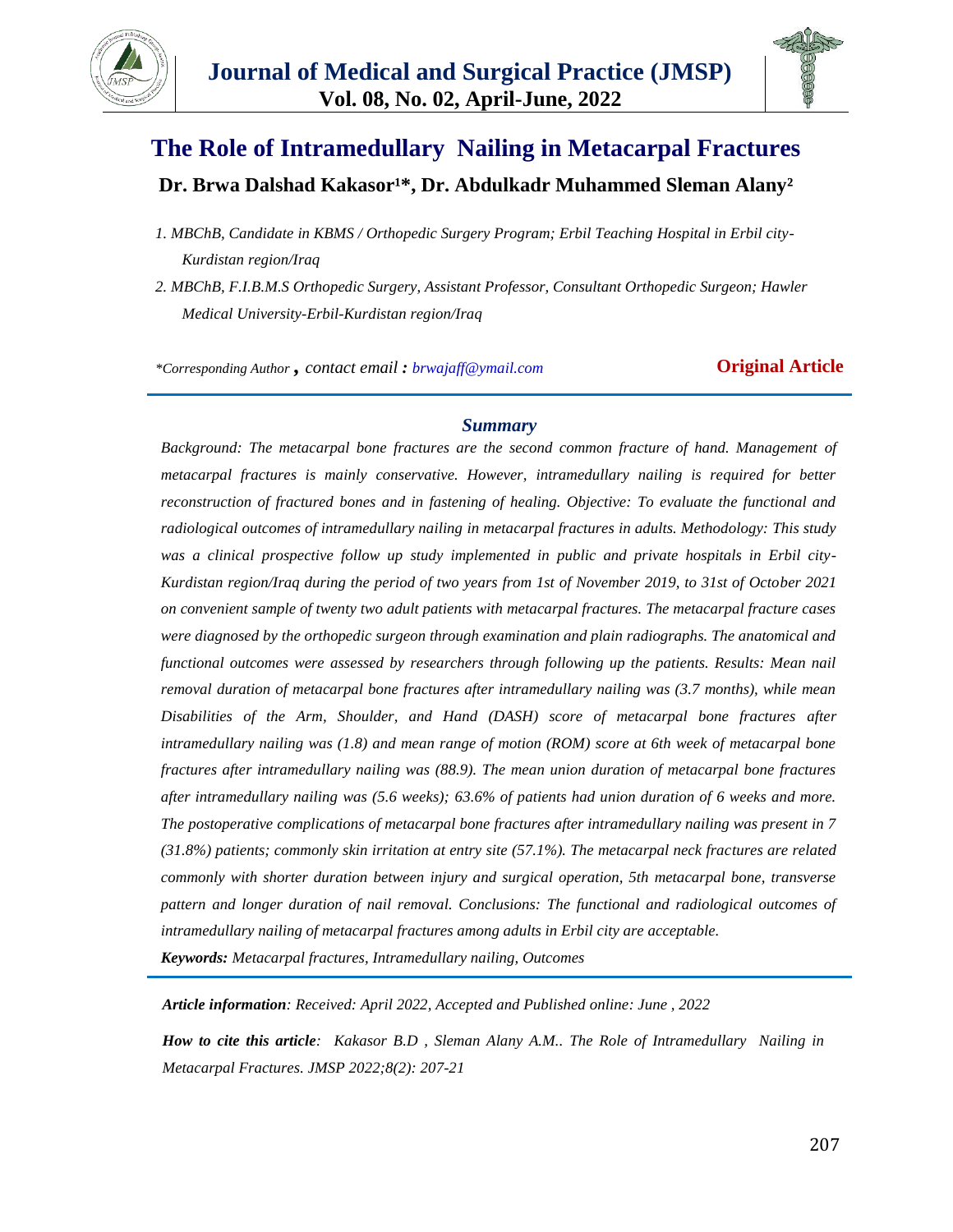# The Role of Intramedullary Nailing in Metacarpal Fractures

**Dr. Brwa Dalshad Kakasor[1]*, Dr. Abdulkadr Muhammed Sleman Alany[2]**

*1. MBChB, Candidate in KBMS / Orthopedic Surgery Program; Erbil Teaching Hospital in Erbil city-Kurdistan region/Iraq*

*2. MBChB, F.I.B.M.S Orthopedic Surgery, Assistant Professor, Consultant Orthopedic Surgeon; Hawler Medical University-Erbil-Kurdistan region/Iraq*

*\*Corresponding Author , contact email : brwajaff@ymail.com*

**Original Article**

---

### *Summary*

*Background: The metacarpal bone fractures are the second common fracture of hand. Management of metacarpal fractures is mainly conservative. However, intramedullary nailing is required for better reconstruction of fractured bones and in fastening of healing. Objective: To evaluate the functional and radiological outcomes of intramedullary nailing in metacarpal fractures in adults. Methodology: This study was a clinical prospective follow up study implemented in public and private hospitals in Erbil city-Kurdistan region/Iraq during the period of two years from 1st of November 2019, to 31st of October 2021 on convenient sample of twenty two adult patients with metacarpal fractures. The metacarpal fracture cases were diagnosed by the orthopedic surgeon through examination and plain radiographs. The anatomical and functional outcomes were assessed by researchers through following up the patients. Results: Mean nail removal duration of metacarpal bone fractures after intramedullary nailing was (3.7 months), while mean Disabilities of the Arm, Shoulder, and Hand (DASH) score of metacarpal bone fractures after intramedullary nailing was (1.8) and mean range of motion (ROM) score at 6th week of metacarpal bone fractures after intramedullary nailing was (88.9). The mean union duration of metacarpal bone fractures after intramedullary nailing was (5.6 weeks); 63.6% of patients had union duration of 6 weeks and more. The postoperative complications of metacarpal bone fractures after intramedullary nailing was present in 7 (31.8%) patients; commonly skin irritation at entry site (57.1%). The metacarpal neck fractures are related commonly with shorter duration between injury and surgical operation, 5th metacarpal bone, transverse pattern and longer duration of nail removal. Conclusions: The functional and radiological outcomes of intramedullary nailing of metacarpal fractures among adults in Erbil city are acceptable.*

***Keywords:*** *Metacarpal fractures, Intramedullary nailing, Outcomes*

---

***Article information****: Received: April 2022, Accepted and Published online: June , 2022*

***How to cite this article****: Kakasor B.D , Sleman Alany A.M.. The Role of Intramedullary Nailing in Metacarpal Fractures. JMSP 2022;8(2): 207-21*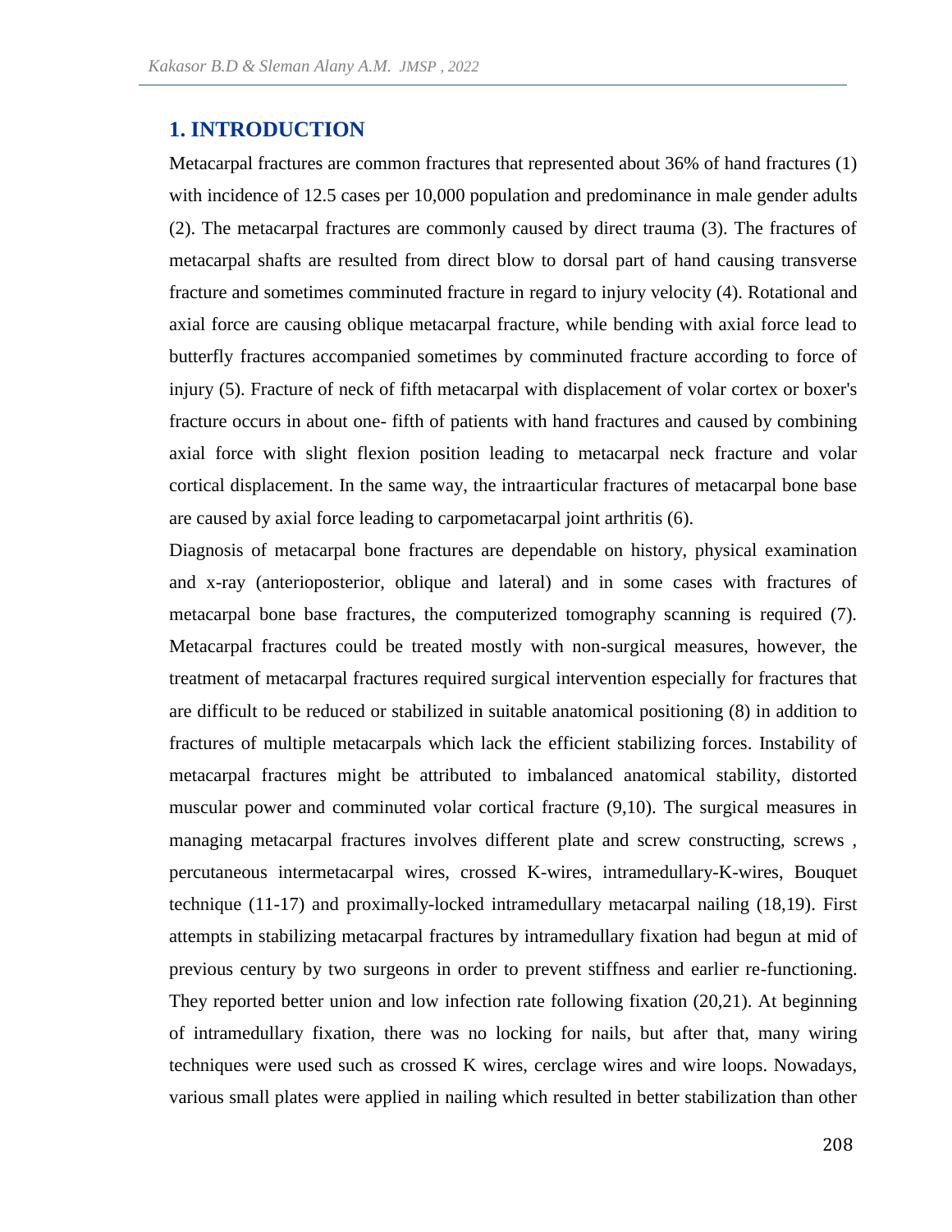## 1. INTRODUCTION

Metacarpal fractures are common fractures that represented about 36% of hand fractures (1) with incidence of 12.5 cases per 10,000 population and predominance in male gender adults (2). The metacarpal fractures are commonly caused by direct trauma (3). The fractures of metacarpal shafts are resulted from direct blow to dorsal part of hand causing transverse fracture and sometimes comminuted fracture in regard to injury velocity (4). Rotational and axial force are causing oblique metacarpal fracture, while bending with axial force lead to butterfly fractures accompanied sometimes by comminuted fracture according to force of injury (5). Fracture of neck of fifth metacarpal with displacement of volar cortex or boxer's fracture occurs in about one- fifth of patients with hand fractures and caused by combining axial force with slight flexion position leading to metacarpal neck fracture and volar cortical displacement. In the same way, the intraarticular fractures of metacarpal bone base are caused by axial force leading to carpometacarpal joint arthritis (6).

Diagnosis of metacarpal bone fractures are dependable on history, physical examination and x-ray (anterioposterior, oblique and lateral) and in some cases with fractures of metacarpal bone base fractures, the computerized tomography scanning is required (7). Metacarpal fractures could be treated mostly with non-surgical measures, however, the treatment of metacarpal fractures required surgical intervention especially for fractures that are difficult to be reduced or stabilized in suitable anatomical positioning (8) in addition to fractures of multiple metacarpals which lack the efficient stabilizing forces. Instability of metacarpal fractures might be attributed to imbalanced anatomical stability, distorted muscular power and comminuted volar cortical fracture (9,10). The surgical measures in managing metacarpal fractures involves different plate and screw constructing, screws , percutaneous intermetacarpal wires, crossed K-wires, intramedullary-K-wires, Bouquet technique (11-17) and proximally-locked intramedullary metacarpal nailing (18,19). First attempts in stabilizing metacarpal fractures by intramedullary fixation had begun at mid of previous century by two surgeons in order to prevent stiffness and earlier re-functioning. They reported better union and low infection rate following fixation (20,21). At beginning of intramedullary fixation, there was no locking for nails, but after that, many wiring techniques were used such as crossed K wires, cerclage wires and wire loops. Nowadays, various small plates were applied in nailing which resulted in better stabilization than other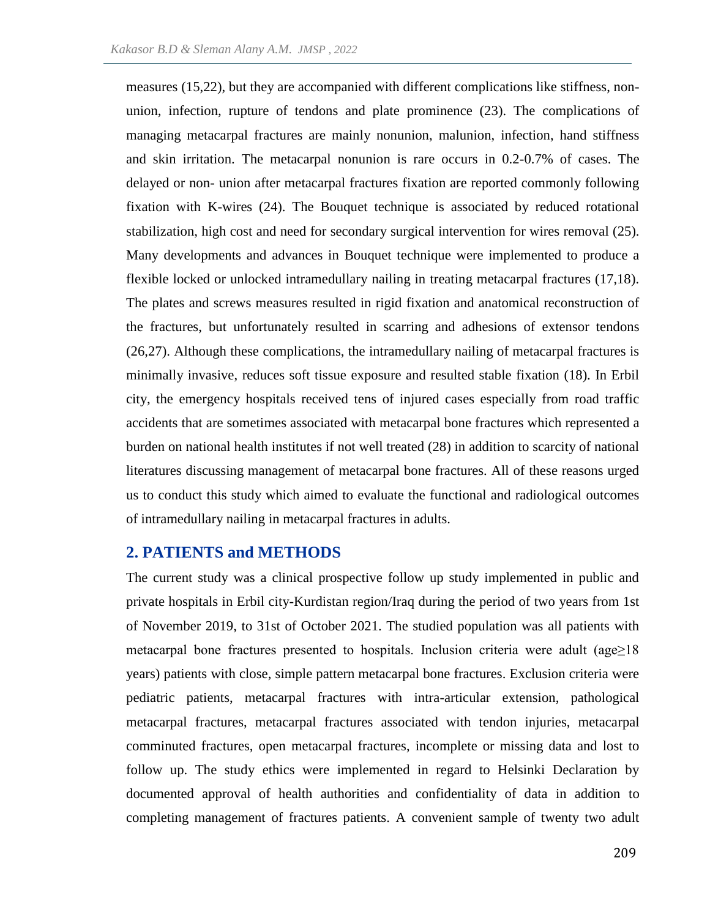measures (15,22), but they are accompanied with different complications like stiffness, non-union, infection, rupture of tendons and plate prominence (23). The complications of managing metacarpal fractures are mainly nonunion, malunion, infection, hand stiffness and skin irritation. The metacarpal nonunion is rare occurs in 0.2-0.7% of cases. The delayed or non- union after metacarpal fractures fixation are reported commonly following fixation with K-wires (24). The Bouquet technique is associated by reduced rotational stabilization, high cost and need for secondary surgical intervention for wires removal (25). Many developments and advances in Bouquet technique were implemented to produce a flexible locked or unlocked intramedullary nailing in treating metacarpal fractures (17,18). The plates and screws measures resulted in rigid fixation and anatomical reconstruction of the fractures, but unfortunately resulted in scarring and adhesions of extensor tendons (26,27). Although these complications, the intramedullary nailing of metacarpal fractures is minimally invasive, reduces soft tissue exposure and resulted stable fixation (18). In Erbil city, the emergency hospitals received tens of injured cases especially from road traffic accidents that are sometimes associated with metacarpal bone fractures which represented a burden on national health institutes if not well treated (28) in addition to scarcity of national literatures discussing management of metacarpal bone fractures. All of these reasons urged us to conduct this study which aimed to evaluate the functional and radiological outcomes of intramedullary nailing in metacarpal fractures in adults.

## 2. PATIENTS and METHODS

The current study was a clinical prospective follow up study implemented in public and private hospitals in Erbil city-Kurdistan region/Iraq during the period of two years from 1st of November 2019, to 31st of October 2021. The studied population was all patients with metacarpal bone fractures presented to hospitals. Inclusion criteria were adult (age≥18 years) patients with close, simple pattern metacarpal bone fractures. Exclusion criteria were pediatric patients, metacarpal fractures with intra-articular extension, pathological metacarpal fractures, metacarpal fractures associated with tendon injuries, metacarpal comminuted fractures, open metacarpal fractures, incomplete or missing data and lost to follow up. The study ethics were implemented in regard to Helsinki Declaration by documented approval of health authorities and confidentiality of data in addition to completing management of fractures patients. A convenient sample of twenty two adult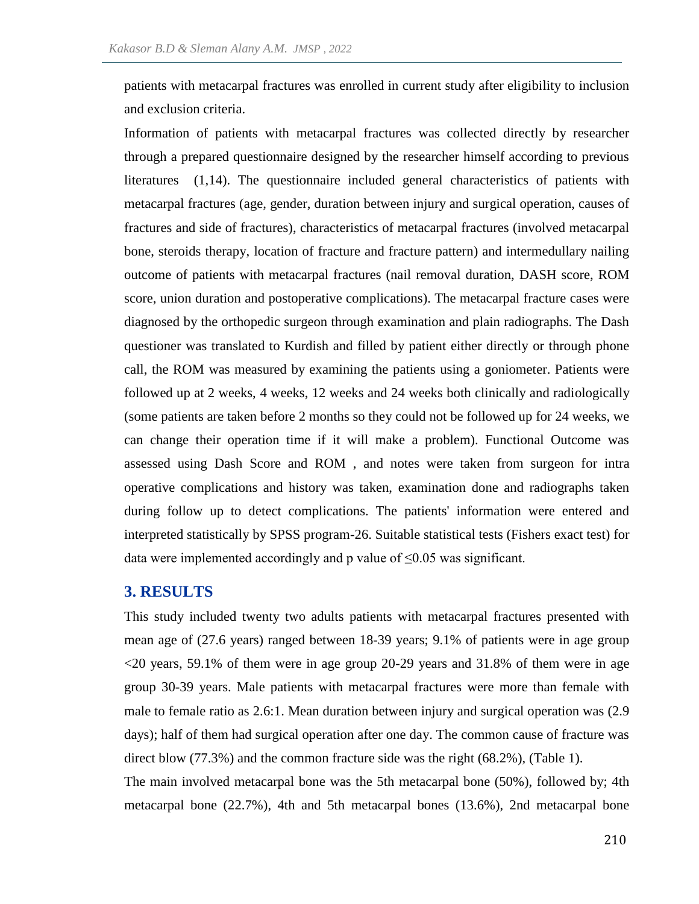patients with metacarpal fractures was enrolled in current study after eligibility to inclusion and exclusion criteria.

Information of patients with metacarpal fractures was collected directly by researcher through a prepared questionnaire designed by the researcher himself according to previous literatures (1,14). The questionnaire included general characteristics of patients with metacarpal fractures (age, gender, duration between injury and surgical operation, causes of fractures and side of fractures), characteristics of metacarpal fractures (involved metacarpal bone, steroids therapy, location of fracture and fracture pattern) and intermedullary nailing outcome of patients with metacarpal fractures (nail removal duration, DASH score, ROM score, union duration and postoperative complications). The metacarpal fracture cases were diagnosed by the orthopedic surgeon through examination and plain radiographs. The Dash questioner was translated to Kurdish and filled by patient either directly or through phone call, the ROM was measured by examining the patients using a goniometer. Patients were followed up at 2 weeks, 4 weeks, 12 weeks and 24 weeks both clinically and radiologically (some patients are taken before 2 months so they could not be followed up for 24 weeks, we can change their operation time if it will make a problem). Functional Outcome was assessed using Dash Score and ROM , and notes were taken from surgeon for intra operative complications and history was taken, examination done and radiographs taken during follow up to detect complications. The patients' information were entered and interpreted statistically by SPSS program-26. Suitable statistical tests (Fishers exact test) for data were implemented accordingly and p value of $\leq 0.05$ was significant.

## 3. RESULTS

This study included twenty two adults patients with metacarpal fractures presented with mean age of (27.6 years) ranged between 18-39 years; 9.1% of patients were in age group <20 years, 59.1% of them were in age group 20-29 years and 31.8% of them were in age group 30-39 years. Male patients with metacarpal fractures were more than female with male to female ratio as 2.6:1. Mean duration between injury and surgical operation was (2.9 days); half of them had surgical operation after one day. The common cause of fracture was direct blow (77.3%) and the common fracture side was the right (68.2%), (Table 1).

The main involved metacarpal bone was the 5th metacarpal bone (50%), followed by; 4th metacarpal bone (22.7%), 4th and 5th metacarpal bones (13.6%), 2nd metacarpal bone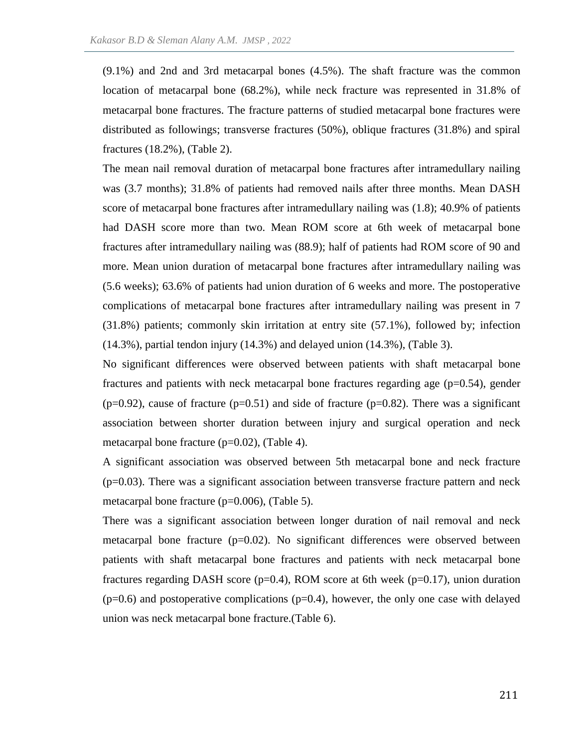(9.1%) and 2nd and 3rd metacarpal bones (4.5%). The shaft fracture was the common location of metacarpal bone (68.2%), while neck fracture was represented in 31.8% of metacarpal bone fractures. The fracture patterns of studied metacarpal bone fractures were distributed as followings; transverse fractures (50%), oblique fractures (31.8%) and spiral fractures (18.2%), (Table 2).

The mean nail removal duration of metacarpal bone fractures after intramedullary nailing was (3.7 months); 31.8% of patients had removed nails after three months. Mean DASH score of metacarpal bone fractures after intramedullary nailing was (1.8); 40.9% of patients had DASH score more than two. Mean ROM score at 6th week of metacarpal bone fractures after intramedullary nailing was (88.9); half of patients had ROM score of 90 and more. Mean union duration of metacarpal bone fractures after intramedullary nailing was (5.6 weeks); 63.6% of patients had union duration of 6 weeks and more. The postoperative complications of metacarpal bone fractures after intramedullary nailing was present in 7 (31.8%) patients; commonly skin irritation at entry site (57.1%), followed by; infection (14.3%), partial tendon injury (14.3%) and delayed union (14.3%), (Table 3).

No significant differences were observed between patients with shaft metacarpal bone fractures and patients with neck metacarpal bone fractures regarding age (p=0.54), gender (p=0.92), cause of fracture (p=0.51) and side of fracture (p=0.82). There was a significant association between shorter duration between injury and surgical operation and neck metacarpal bone fracture (p=0.02), (Table 4).

A significant association was observed between 5th metacarpal bone and neck fracture (p=0.03). There was a significant association between transverse fracture pattern and neck metacarpal bone fracture (p=0.006), (Table 5).

There was a significant association between longer duration of nail removal and neck metacarpal bone fracture (p=0.02). No significant differences were observed between patients with shaft metacarpal bone fractures and patients with neck metacarpal bone fractures regarding DASH score (p=0.4), ROM score at 6th week (p=0.17), union duration (p=0.6) and postoperative complications (p=0.4), however, the only one case with delayed union was neck metacarpal bone fracture.(Table 6).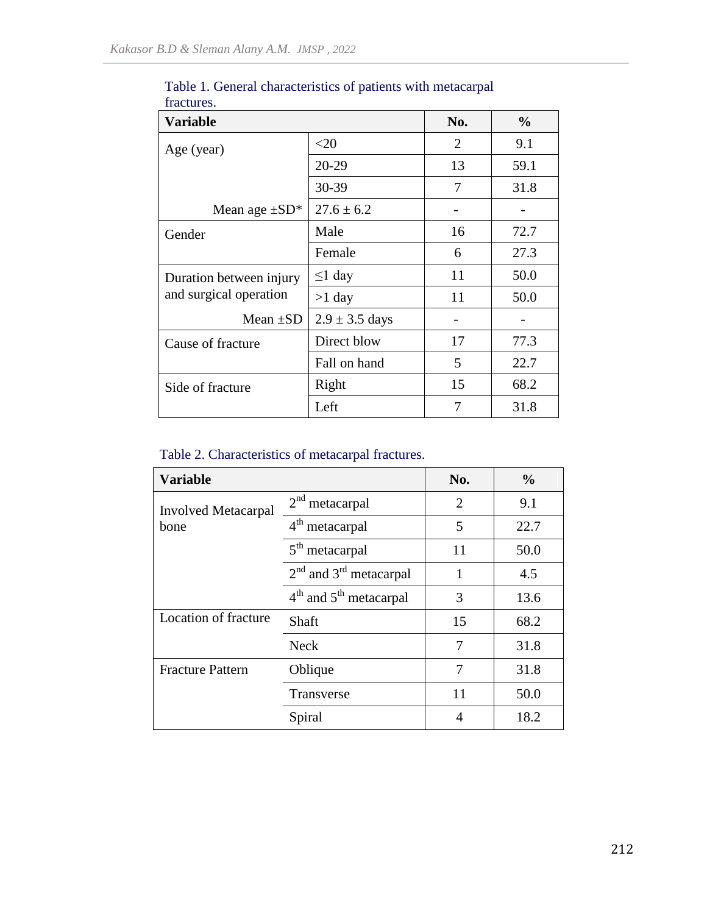Table 1. General characteristics of patients with metacarpal fractures.

| Variable | | No. | % |
|---|---|---|---|
| Age (year) | <20 | 2 | 9.1 |
| | 20-29 | 13 | 59.1 |
| | 30-39 | 7 | 31.8 |
| Mean age ±SD* | 27.6 ± 6.2 | - | - |
| Gender | Male | 16 | 72.7 |
| | Female | 6 | 27.3 |
| Duration between injury and surgical operation | ≤1 day | 11 | 50.0 |
| | >1 day | 11 | 50.0 |
| Mean ±SD | 2.9 ± 3.5 days | - | - |
| Cause of fracture | Direct blow | 17 | 77.3 |
| | Fall on hand | 5 | 22.7 |
| Side of fracture | Right | 15 | 68.2 |
| | Left | 7 | 31.8 |

Table 2. Characteristics of metacarpal fractures.

| Variable | | No. | % |
|---|---|---|---|
| Involved Metacarpal bone | 2nd metacarpal | 2 | 9.1 |
| | 4th metacarpal | 5 | 22.7 |
| | 5th metacarpal | 11 | 50.0 |
| | 2nd and 3rd metacarpal | 1 | 4.5 |
| | 4th and 5th metacarpal | 3 | 13.6 |
| Location of fracture | Shaft | 15 | 68.2 |
| | Neck | 7 | 31.8 |
| Fracture Pattern | Oblique | 7 | 31.8 |
| | Transverse | 11 | 50.0 |
| | Spiral | 4 | 18.2 |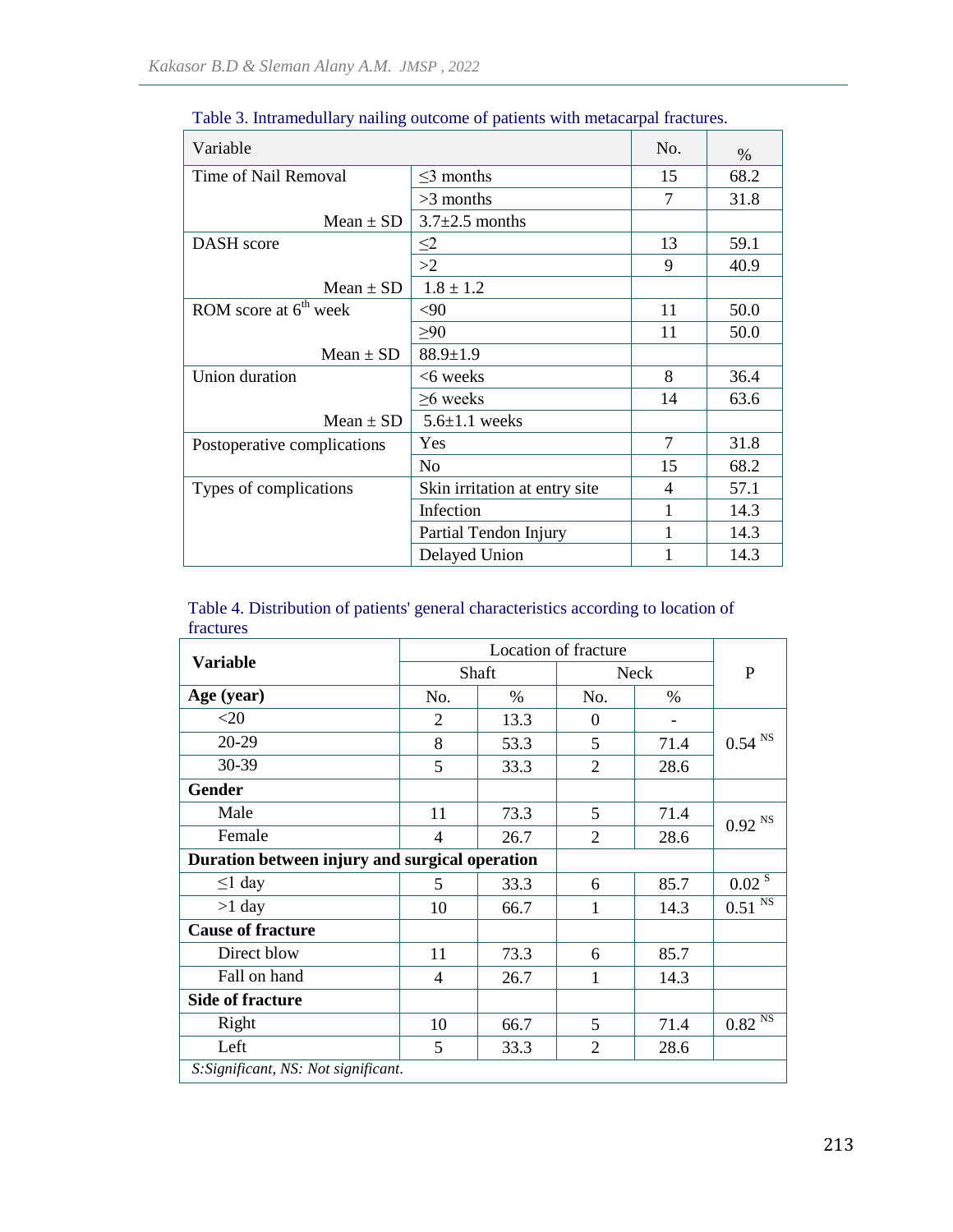Table 3. Intramedullary nailing outcome of patients with metacarpal fractures.

| Variable | | No. | % |
|---|---|---|---|
| Time of Nail Removal | ≤3 months | 15 | 68.2 |
| | >3 months | 7 | 31.8 |
| Mean ± SD | 3.7±2.5 months | | |
| DASH score | ≤2 | 13 | 59.1 |
| | >2 | 9 | 40.9 |
| Mean ± SD | 1.8 ± 1.2 | | |
| ROM score at 6th week | <90 | 11 | 50.0 |
| | ≥90 | 11 | 50.0 |
| Mean ± SD | 88.9±1.9 | | |
| Union duration | <6 weeks | 8 | 36.4 |
| | ≥6 weeks | 14 | 63.6 |
| Mean ± SD | 5.6±1.1 weeks | | |
| Postoperative complications | Yes | 7 | 31.8 |
| | No | 15 | 68.2 |
| Types of complications | Skin irritation at entry site | 4 | 57.1 |
| | Infection | 1 | 14.3 |
| | Partial Tendon Injury | 1 | 14.3 |
| | Delayed Union | 1 | 14.3 |

Table 4. Distribution of patients' general characteristics according to location of fractures

| **Variable** | Location of fracture | | | | P |
|---|---|---|---|---|---|
| | Shaft | | Neck | | |
| **Age (year)** | No. | % | No. | % | |
| <20 | 2 | 13.3 | 0 | - | 0.54 NS |
| 20-29 | 8 | 53.3 | 5 | 71.4 | |
| 30-39 | 5 | 33.3 | 2 | 28.6 | |
| **Gender** | | | | | |
| Male | 11 | 73.3 | 5 | 71.4 | 0.92 NS |
| Female | 4 | 26.7 | 2 | 28.6 | |
| **Duration between injury and surgical operation** | | | | | |
| ≤1 day | 5 | 33.3 | 6 | 85.7 | 0.02 S |
| >1 day | 10 | 66.7 | 1 | 14.3 | 0.51 NS |
| **Cause of fracture** | | | | | |
| Direct blow | 11 | 73.3 | 6 | 85.7 | |
| Fall on hand | 4 | 26.7 | 1 | 14.3 | |
| **Side of fracture** | | | | | |
| Right | 10 | 66.7 | 5 | 71.4 | 0.82 NS |
| Left | 5 | 33.3 | 2 | 28.6 | |

*S:Significant, NS: Not significant.*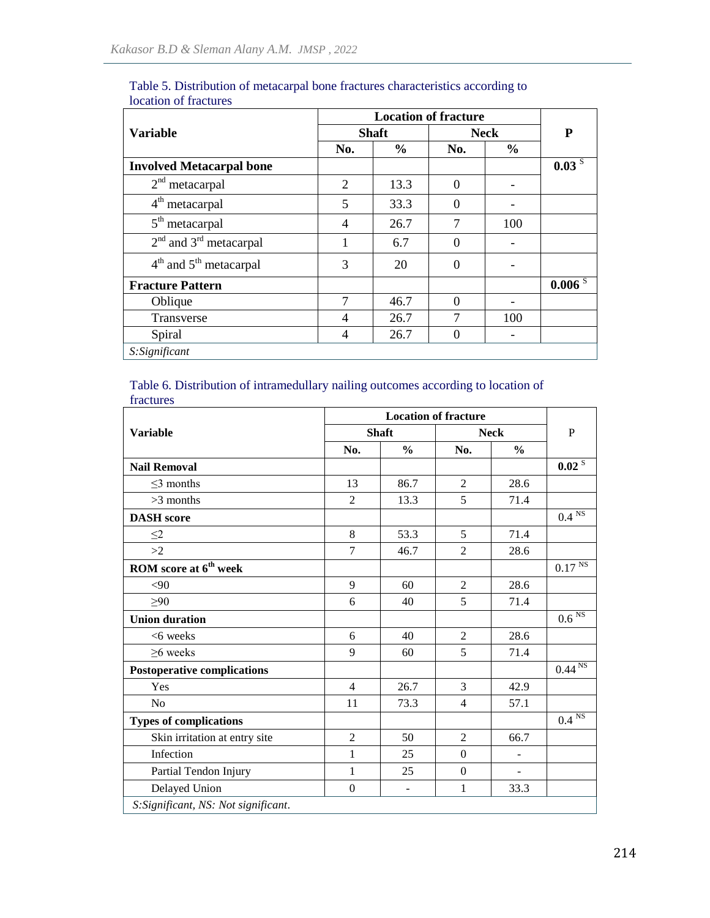Table 5. Distribution of metacarpal bone fractures characteristics according to location of fractures

| Variable | Location of fracture | | | | P |
|---|---|---|---|---|---|
| | Shaft | | Neck | | |
| | No. | % | No. | % | |
| **Involved Metacarpal bone** | | | | | **0.03** S |
| 2nd metacarpal | 2 | 13.3 | 0 | - | |
| 4th metacarpal | 5 | 33.3 | 0 | - | |
| 5th metacarpal | 4 | 26.7 | 7 | 100 | |
| 2nd and 3rd metacarpal | 1 | 6.7 | 0 | - | |
| 4th and 5th metacarpal | 3 | 20 | 0 | - | |
| **Fracture Pattern** | | | | | **0.006** S |
| Oblique | 7 | 46.7 | 0 | - | |
| Transverse | 4 | 26.7 | 7 | 100 | |
| Spiral | 4 | 26.7 | 0 | - | |

*S:Significant*

Table 6. Distribution of intramedullary nailing outcomes according to location of fractures

| Variable | Location of fracture | | | | P |
|---|---|---|---|---|---|
| | Shaft | | Neck | | |
| | No. | % | No. | % | |
| **Nail Removal** | | | | | **0.02** S |
| ≤3 months | 13 | 86.7 | 2 | 28.6 | |
| >3 months | 2 | 13.3 | 5 | 71.4 | |
| **DASH score** | | | | | 0.4 NS |
| ≤2 | 8 | 53.3 | 5 | 71.4 | |
| >2 | 7 | 46.7 | 2 | 28.6 | |
| **ROM score at 6th week** | | | | | 0.17 NS |
| <90 | 9 | 60 | 2 | 28.6 | |
| ≥90 | 6 | 40 | 5 | 71.4 | |
| **Union duration** | | | | | 0.6 NS |
| <6 weeks | 6 | 40 | 2 | 28.6 | |
| ≥6 weeks | 9 | 60 | 5 | 71.4 | |
| **Postoperative complications** | | | | | 0.44 NS |
| Yes | 4 | 26.7 | 3 | 42.9 | |
| No | 11 | 73.3 | 4 | 57.1 | |
| **Types of complications** | | | | | 0.4 NS |
| Skin irritation at entry site | 2 | 50 | 2 | 66.7 | |
| Infection | 1 | 25 | 0 | - | |
| Partial Tendon Injury | 1 | 25 | 0 | - | |
| Delayed Union | 0 | - | 1 | 33.3 | |

*S:Significant, NS: Not significant.*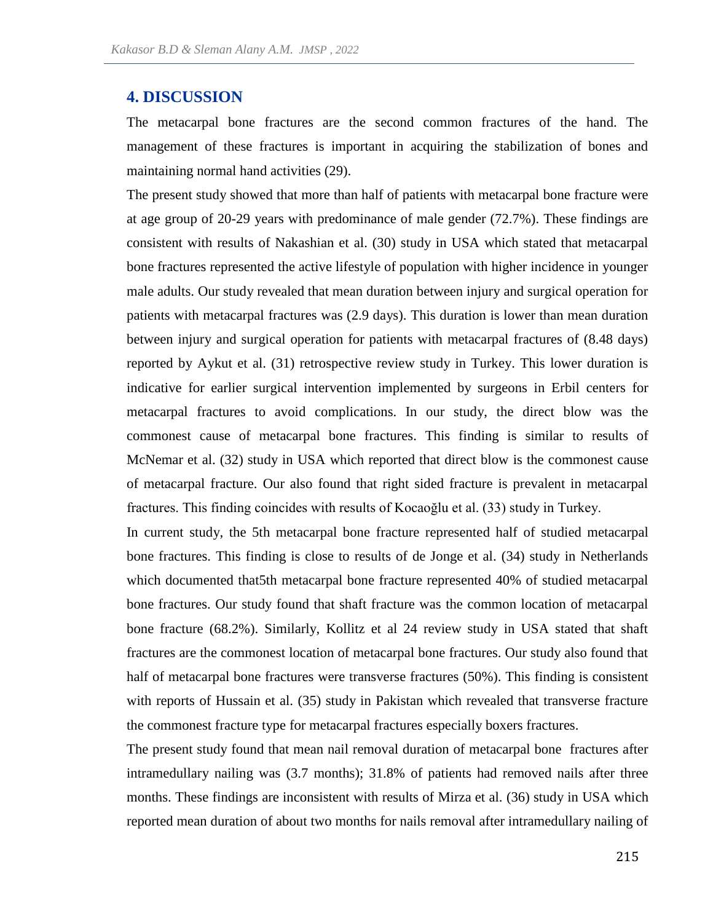## 4. DISCUSSION

The metacarpal bone fractures are the second common fractures of the hand. The management of these fractures is important in acquiring the stabilization of bones and maintaining normal hand activities (29).

The present study showed that more than half of patients with metacarpal bone fracture were at age group of 20-29 years with predominance of male gender (72.7%). These findings are consistent with results of Nakashian et al. (30) study in USA which stated that metacarpal bone fractures represented the active lifestyle of population with higher incidence in younger male adults. Our study revealed that mean duration between injury and surgical operation for patients with metacarpal fractures was (2.9 days). This duration is lower than mean duration between injury and surgical operation for patients with metacarpal fractures of (8.48 days) reported by Aykut et al. (31) retrospective review study in Turkey. This lower duration is indicative for earlier surgical intervention implemented by surgeons in Erbil centers for metacarpal fractures to avoid complications. In our study, the direct blow was the commonest cause of metacarpal bone fractures. This finding is similar to results of McNemar et al. (32) study in USA which reported that direct blow is the commonest cause of metacarpal fracture. Our also found that right sided fracture is prevalent in metacarpal fractures. This finding coincides with results of Kocaoğlu et al. (33) study in Turkey.

In current study, the 5th metacarpal bone fracture represented half of studied metacarpal bone fractures. This finding is close to results of de Jonge et al. (34) study in Netherlands which documented that5th metacarpal bone fracture represented 40% of studied metacarpal bone fractures. Our study found that shaft fracture was the common location of metacarpal bone fracture (68.2%). Similarly, Kollitz et al 24 review study in USA stated that shaft fractures are the commonest location of metacarpal bone fractures. Our study also found that half of metacarpal bone fractures were transverse fractures (50%). This finding is consistent with reports of Hussain et al. (35) study in Pakistan which revealed that transverse fracture the commonest fracture type for metacarpal fractures especially boxers fractures.

The present study found that mean nail removal duration of metacarpal bone fractures after intramedullary nailing was (3.7 months); 31.8% of patients had removed nails after three months. These findings are inconsistent with results of Mirza et al. (36) study in USA which reported mean duration of about two months for nails removal after intramedullary nailing of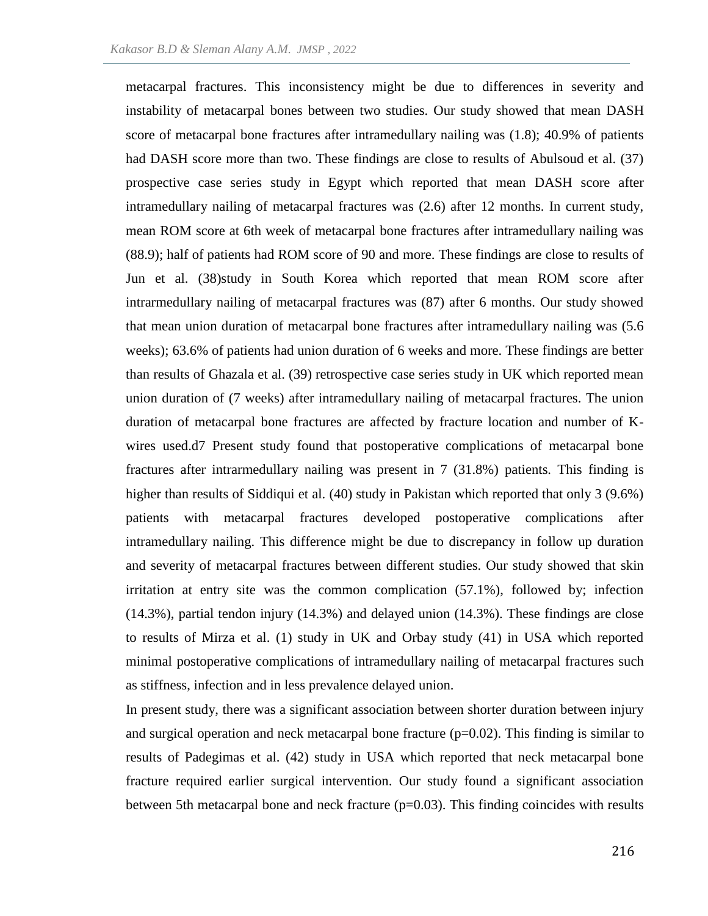metacarpal fractures. This inconsistency might be due to differences in severity and instability of metacarpal bones between two studies. Our study showed that mean DASH score of metacarpal bone fractures after intramedullary nailing was (1.8); 40.9% of patients had DASH score more than two. These findings are close to results of Abulsoud et al. (37) prospective case series study in Egypt which reported that mean DASH score after intramedullary nailing of metacarpal fractures was (2.6) after 12 months. In current study, mean ROM score at 6th week of metacarpal bone fractures after intramedullary nailing was (88.9); half of patients had ROM score of 90 and more. These findings are close to results of Jun et al. (38)study in South Korea which reported that mean ROM score after intrarmedullary nailing of metacarpal fractures was (87) after 6 months. Our study showed that mean union duration of metacarpal bone fractures after intramedullary nailing was (5.6 weeks); 63.6% of patients had union duration of 6 weeks and more. These findings are better than results of Ghazala et al. (39) retrospective case series study in UK which reported mean union duration of (7 weeks) after intramedullary nailing of metacarpal fractures. The union duration of metacarpal bone fractures are affected by fracture location and number of K-wires used.d7 Present study found that postoperative complications of metacarpal bone fractures after intrarmedullary nailing was present in 7 (31.8%) patients. This finding is higher than results of Siddiqui et al. (40) study in Pakistan which reported that only 3 (9.6%) patients with metacarpal fractures developed postoperative complications after intramedullary nailing. This difference might be due to discrepancy in follow up duration and severity of metacarpal fractures between different studies. Our study showed that skin irritation at entry site was the common complication (57.1%), followed by; infection (14.3%), partial tendon injury (14.3%) and delayed union (14.3%). These findings are close to results of Mirza et al. (1) study in UK and Orbay study (41) in USA which reported minimal postoperative complications of intramedullary nailing of metacarpal fractures such as stiffness, infection and in less prevalence delayed union.

In present study, there was a significant association between shorter duration between injury and surgical operation and neck metacarpal bone fracture ($p=0.02$). This finding is similar to results of Padegimas et al. (42) study in USA which reported that neck metacarpal bone fracture required earlier surgical intervention. Our study found a significant association between 5th metacarpal bone and neck fracture ($p=0.03$). This finding coincides with results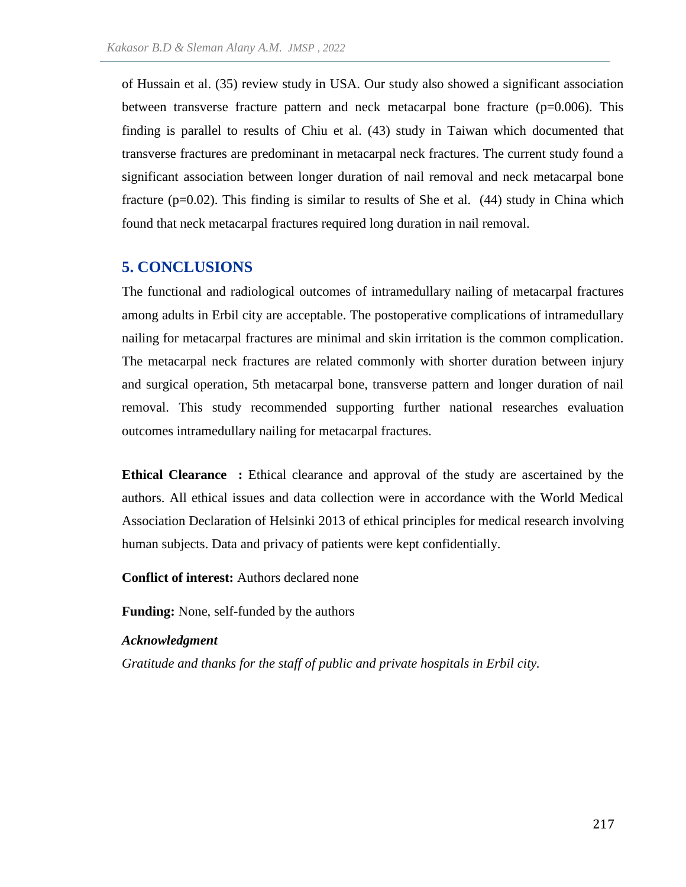of Hussain et al. (35) review study in USA. Our study also showed a significant association between transverse fracture pattern and neck metacarpal bone fracture (p=0.006). This finding is parallel to results of Chiu et al. (43) study in Taiwan which documented that transverse fractures are predominant in metacarpal neck fractures. The current study found a significant association between longer duration of nail removal and neck metacarpal bone fracture (p=0.02). This finding is similar to results of She et al. (44) study in China which found that neck metacarpal fractures required long duration in nail removal.

## 5. CONCLUSIONS

The functional and radiological outcomes of intramedullary nailing of metacarpal fractures among adults in Erbil city are acceptable. The postoperative complications of intramedullary nailing for metacarpal fractures are minimal and skin irritation is the common complication. The metacarpal neck fractures are related commonly with shorter duration between injury and surgical operation, 5th metacarpal bone, transverse pattern and longer duration of nail removal. This study recommended supporting further national researches evaluation outcomes intramedullary nailing for metacarpal fractures.

**Ethical Clearance :** Ethical clearance and approval of the study are ascertained by the authors. All ethical issues and data collection were in accordance with the World Medical Association Declaration of Helsinki 2013 of ethical principles for medical research involving human subjects. Data and privacy of patients were kept confidentially.

**Conflict of interest:** Authors declared none

**Funding:** None, self-funded by the authors

***Acknowledgment***

*Gratitude and thanks for the staff of public and private hospitals in Erbil city.*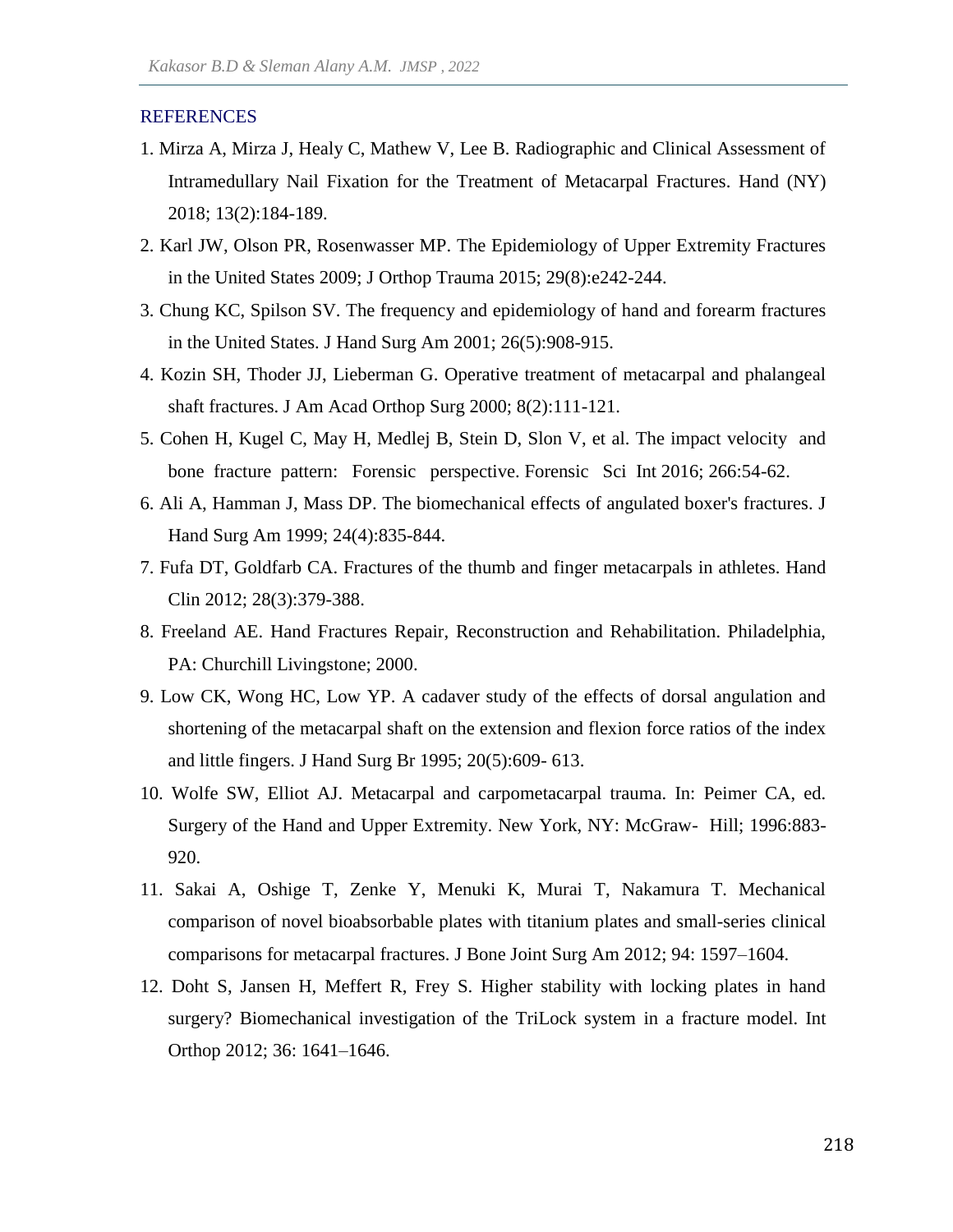## REFERENCES

1. Mirza A, Mirza J, Healy C, Mathew V, Lee B. Radiographic and Clinical Assessment of Intramedullary Nail Fixation for the Treatment of Metacarpal Fractures. Hand (NY) 2018; 13(2):184-189.
2. Karl JW, Olson PR, Rosenwasser MP. The Epidemiology of Upper Extremity Fractures in the United States 2009; J Orthop Trauma 2015; 29(8):e242-244.
3. Chung KC, Spilson SV. The frequency and epidemiology of hand and forearm fractures in the United States. J Hand Surg Am 2001; 26(5):908-915.
4. Kozin SH, Thoder JJ, Lieberman G. Operative treatment of metacarpal and phalangeal shaft fractures. J Am Acad Orthop Surg 2000; 8(2):111-121.
5. Cohen H, Kugel C, May H, Medlej B, Stein D, Slon V, et al. The impact velocity and bone fracture pattern: Forensic perspective. Forensic Sci Int 2016; 266:54-62.
6. Ali A, Hamman J, Mass DP. The biomechanical effects of angulated boxer's fractures. J Hand Surg Am 1999; 24(4):835-844.
7. Fufa DT, Goldfarb CA. Fractures of the thumb and finger metacarpals in athletes. Hand Clin 2012; 28(3):379-388.
8. Freeland AE. Hand Fractures Repair, Reconstruction and Rehabilitation. Philadelphia, PA: Churchill Livingstone; 2000.
9. Low CK, Wong HC, Low YP. A cadaver study of the effects of dorsal angulation and shortening of the metacarpal shaft on the extension and flexion force ratios of the index and little fingers. J Hand Surg Br 1995; 20(5):609- 613.
10. Wolfe SW, Elliot AJ. Metacarpal and carpometacarpal trauma. In: Peimer CA, ed. Surgery of the Hand and Upper Extremity. New York, NY: McGraw- Hill; 1996:883-920.
11. Sakai A, Oshige T, Zenke Y, Menuki K, Murai T, Nakamura T. Mechanical comparison of novel bioabsorbable plates with titanium plates and small-series clinical comparisons for metacarpal fractures. J Bone Joint Surg Am 2012; 94: 1597–1604.
12. Doht S, Jansen H, Meffert R, Frey S. Higher stability with locking plates in hand surgery? Biomechanical investigation of the TriLock system in a fracture model. Int Orthop 2012; 36: 1641–1646.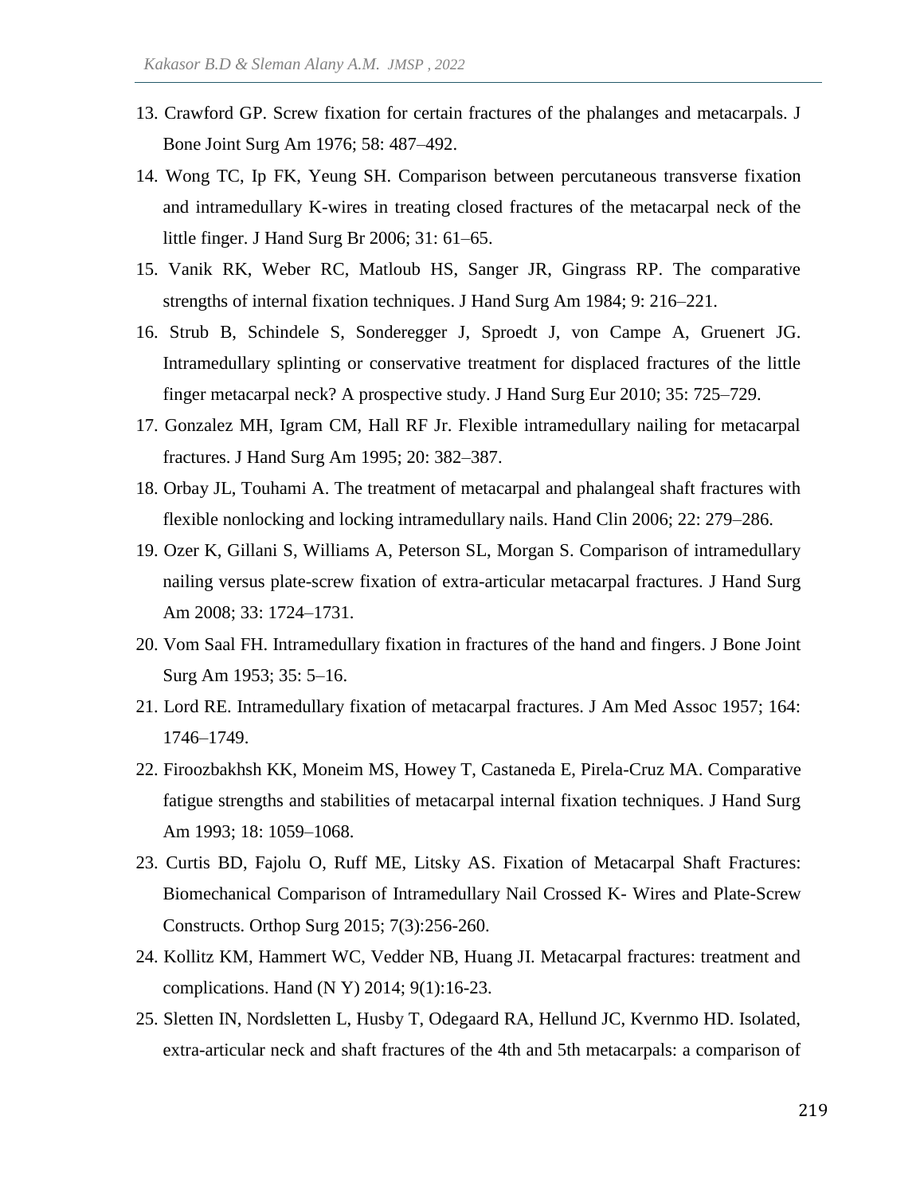13. Crawford GP. Screw fixation for certain fractures of the phalanges and metacarpals. J Bone Joint Surg Am 1976; 58: 487–492.
14. Wong TC, Ip FK, Yeung SH. Comparison between percutaneous transverse fixation and intramedullary K-wires in treating closed fractures of the metacarpal neck of the little finger. J Hand Surg Br 2006; 31: 61–65.
15. Vanik RK, Weber RC, Matloub HS, Sanger JR, Gingrass RP. The comparative strengths of internal fixation techniques. J Hand Surg Am 1984; 9: 216–221.
16. Strub B, Schindele S, Sonderegger J, Sproedt J, von Campe A, Gruenert JG. Intramedullary splinting or conservative treatment for displaced fractures of the little finger metacarpal neck? A prospective study. J Hand Surg Eur 2010; 35: 725–729.
17. Gonzalez MH, Igram CM, Hall RF Jr. Flexible intramedullary nailing for metacarpal fractures. J Hand Surg Am 1995; 20: 382–387.
18. Orbay JL, Touhami A. The treatment of metacarpal and phalangeal shaft fractures with flexible nonlocking and locking intramedullary nails. Hand Clin 2006; 22: 279–286.
19. Ozer K, Gillani S, Williams A, Peterson SL, Morgan S. Comparison of intramedullary nailing versus plate-screw fixation of extra-articular metacarpal fractures. J Hand Surg Am 2008; 33: 1724–1731.
20. Vom Saal FH. Intramedullary fixation in fractures of the hand and fingers. J Bone Joint Surg Am 1953; 35: 5–16.
21. Lord RE. Intramedullary fixation of metacarpal fractures. J Am Med Assoc 1957; 164: 1746–1749.
22. Firoozbakhsh KK, Moneim MS, Howey T, Castaneda E, Pirela-Cruz MA. Comparative fatigue strengths and stabilities of metacarpal internal fixation techniques. J Hand Surg Am 1993; 18: 1059–1068.
23. Curtis BD, Fajolu O, Ruff ME, Litsky AS. Fixation of Metacarpal Shaft Fractures: Biomechanical Comparison of Intramedullary Nail Crossed K- Wires and Plate-Screw Constructs. Orthop Surg 2015; 7(3):256-260.
24. Kollitz KM, Hammert WC, Vedder NB, Huang JI. Metacarpal fractures: treatment and complications. Hand (N Y) 2014; 9(1):16-23.
25. Sletten IN, Nordsletten L, Husby T, Odegaard RA, Hellund JC, Kvernmo HD. Isolated, extra-articular neck and shaft fractures of the 4th and 5th metacarpals: a comparison of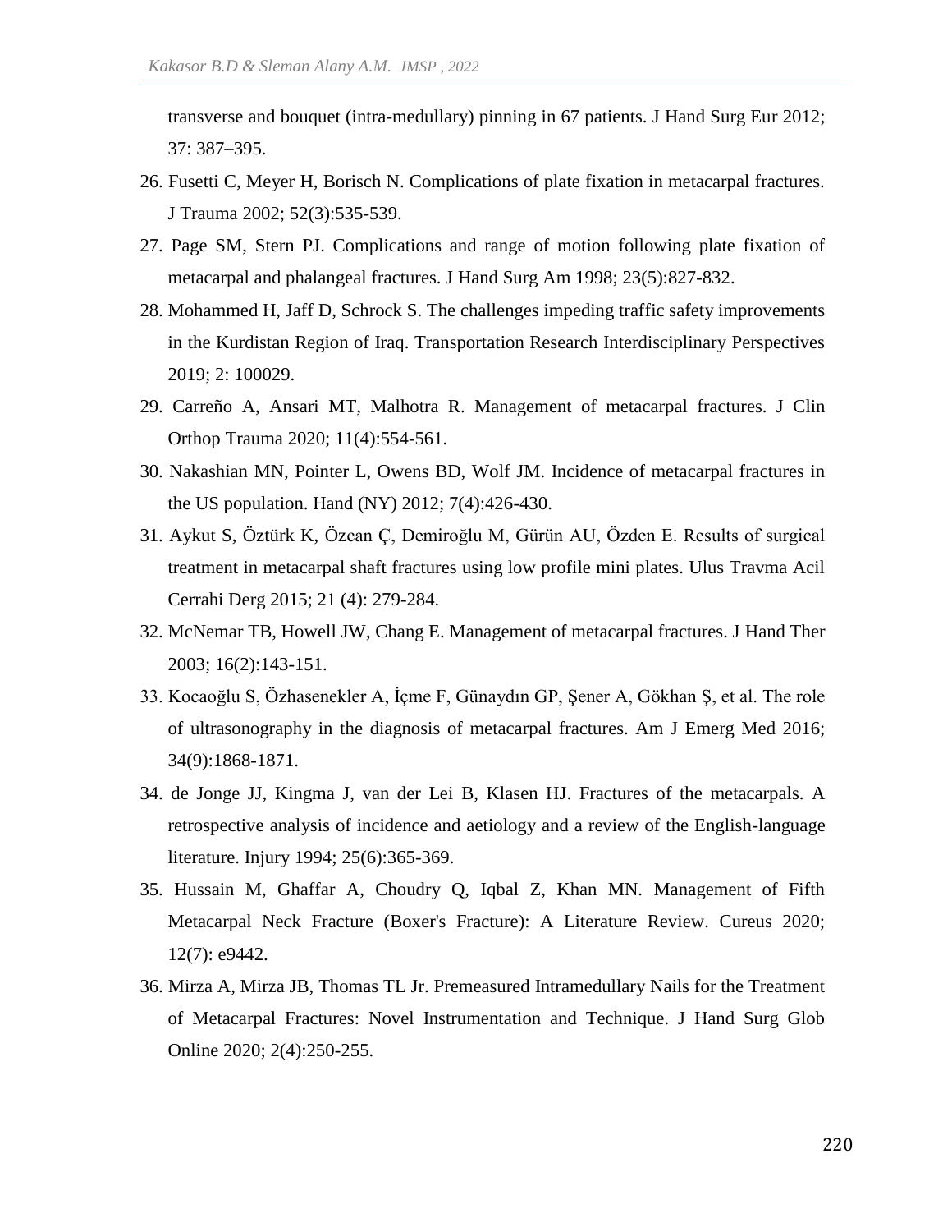transverse and bouquet (intra-medullary) pinning in 67 patients. J Hand Surg Eur 2012; 37: 387–395.

26. Fusetti C, Meyer H, Borisch N. Complications of plate fixation in metacarpal fractures. J Trauma 2002; 52(3):535-539.
27. Page SM, Stern PJ. Complications and range of motion following plate fixation of metacarpal and phalangeal fractures. J Hand Surg Am 1998; 23(5):827-832.
28. Mohammed H, Jaff D, Schrock S. The challenges impeding traffic safety improvements in the Kurdistan Region of Iraq. Transportation Research Interdisciplinary Perspectives 2019; 2: 100029.
29. Carreño A, Ansari MT, Malhotra R. Management of metacarpal fractures. J Clin Orthop Trauma 2020; 11(4):554-561.
30. Nakashian MN, Pointer L, Owens BD, Wolf JM. Incidence of metacarpal fractures in the US population. Hand (NY) 2012; 7(4):426-430.
31. Aykut S, Öztürk K, Özcan Ç, Demiroğlu M, Gürün AU, Özden E. Results of surgical treatment in metacarpal shaft fractures using low profile mini plates. Ulus Travma Acil Cerrahi Derg 2015; 21 (4): 279-284.
32. McNemar TB, Howell JW, Chang E. Management of metacarpal fractures. J Hand Ther 2003; 16(2):143-151.
33. Kocaoğlu S, Özhasenekler A, İçme F, Günaydın GP, Şener A, Gökhan Ş, et al. The role of ultrasonography in the diagnosis of metacarpal fractures. Am J Emerg Med 2016; 34(9):1868-1871.
34. de Jonge JJ, Kingma J, van der Lei B, Klasen HJ. Fractures of the metacarpals. A retrospective analysis of incidence and aetiology and a review of the English-language literature. Injury 1994; 25(6):365-369.
35. Hussain M, Ghaffar A, Choudry Q, Iqbal Z, Khan MN. Management of Fifth Metacarpal Neck Fracture (Boxer's Fracture): A Literature Review. Cureus 2020; 12(7): e9442.
36. Mirza A, Mirza JB, Thomas TL Jr. Premeasured Intramedullary Nails for the Treatment of Metacarpal Fractures: Novel Instrumentation and Technique. J Hand Surg Glob Online 2020; 2(4):250-255.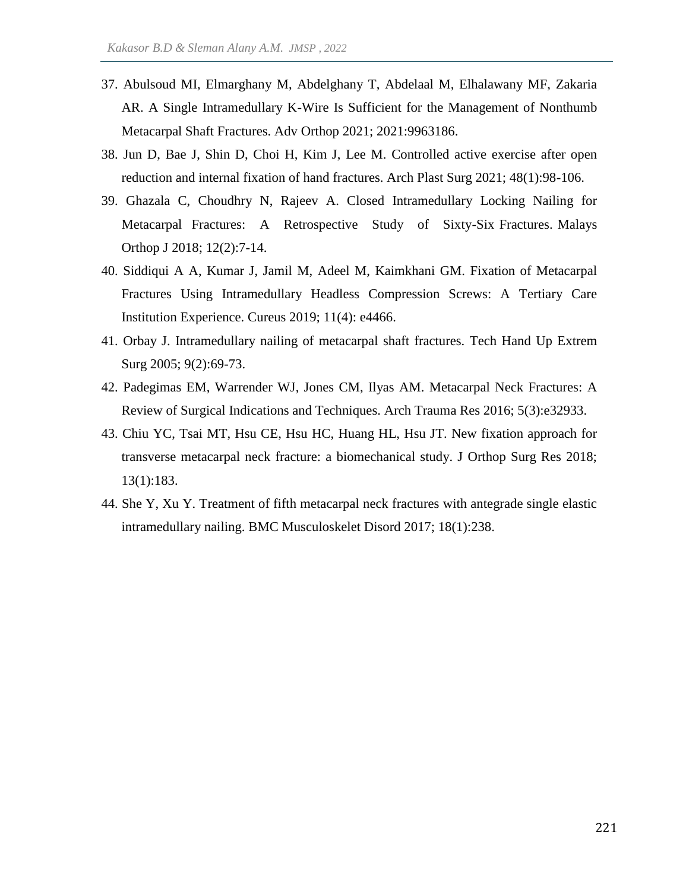37. Abulsoud MI, Elmarghany M, Abdelghany T, Abdelaal M, Elhalawany MF, Zakaria AR. A Single Intramedullary K-Wire Is Sufficient for the Management of Nonthumb Metacarpal Shaft Fractures. Adv Orthop 2021; 2021:9963186.
38. Jun D, Bae J, Shin D, Choi H, Kim J, Lee M. Controlled active exercise after open reduction and internal fixation of hand fractures. Arch Plast Surg 2021; 48(1):98-106.
39. Ghazala C, Choudhry N, Rajeev A. Closed Intramedullary Locking Nailing for Metacarpal Fractures: A Retrospective Study of Sixty-Six Fractures. Malays Orthop J 2018; 12(2):7-14.
40. Siddiqui A A, Kumar J, Jamil M, Adeel M, Kaimkhani GM. Fixation of Metacarpal Fractures Using Intramedullary Headless Compression Screws: A Tertiary Care Institution Experience. Cureus 2019; 11(4): e4466.
41. Orbay J. Intramedullary nailing of metacarpal shaft fractures. Tech Hand Up Extrem Surg 2005; 9(2):69-73.
42. Padegimas EM, Warrender WJ, Jones CM, Ilyas AM. Metacarpal Neck Fractures: A Review of Surgical Indications and Techniques. Arch Trauma Res 2016; 5(3):e32933.
43. Chiu YC, Tsai MT, Hsu CE, Hsu HC, Huang HL, Hsu JT. New fixation approach for transverse metacarpal neck fracture: a biomechanical study. J Orthop Surg Res 2018; 13(1):183.
44. She Y, Xu Y. Treatment of fifth metacarpal neck fractures with antegrade single elastic intramedullary nailing. BMC Musculoskelet Disord 2017; 18(1):238.